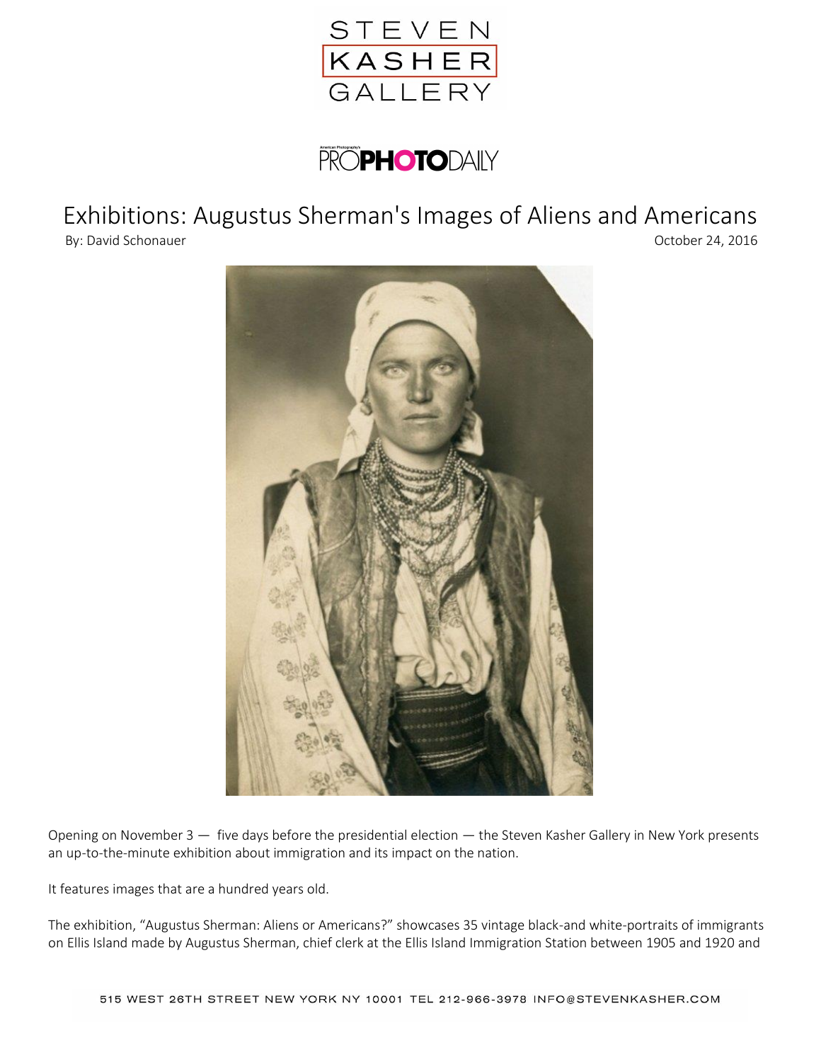STEVEN KASHER GALLERY

American Photography's PROPHOTODAILY

# Exhibitions: Augustus Sherman's Images of Aliens and Americans

By: David Schonauer

October 24, 2016

Opening on November 3 — five days before the presidential election — the Steven Kasher Gallery in New York presents an up-to-the-minute exhibition about immigration and its impact on the nation.

It features images that are a hundred years old.

The exhibition, "Augustus Sherman: Aliens or Americans?" showcases 35 vintage black-and white-portraits of immigrants on Ellis Island made by Augustus Sherman, chief clerk at the Ellis Island Immigration Station between 1905 and 1920 and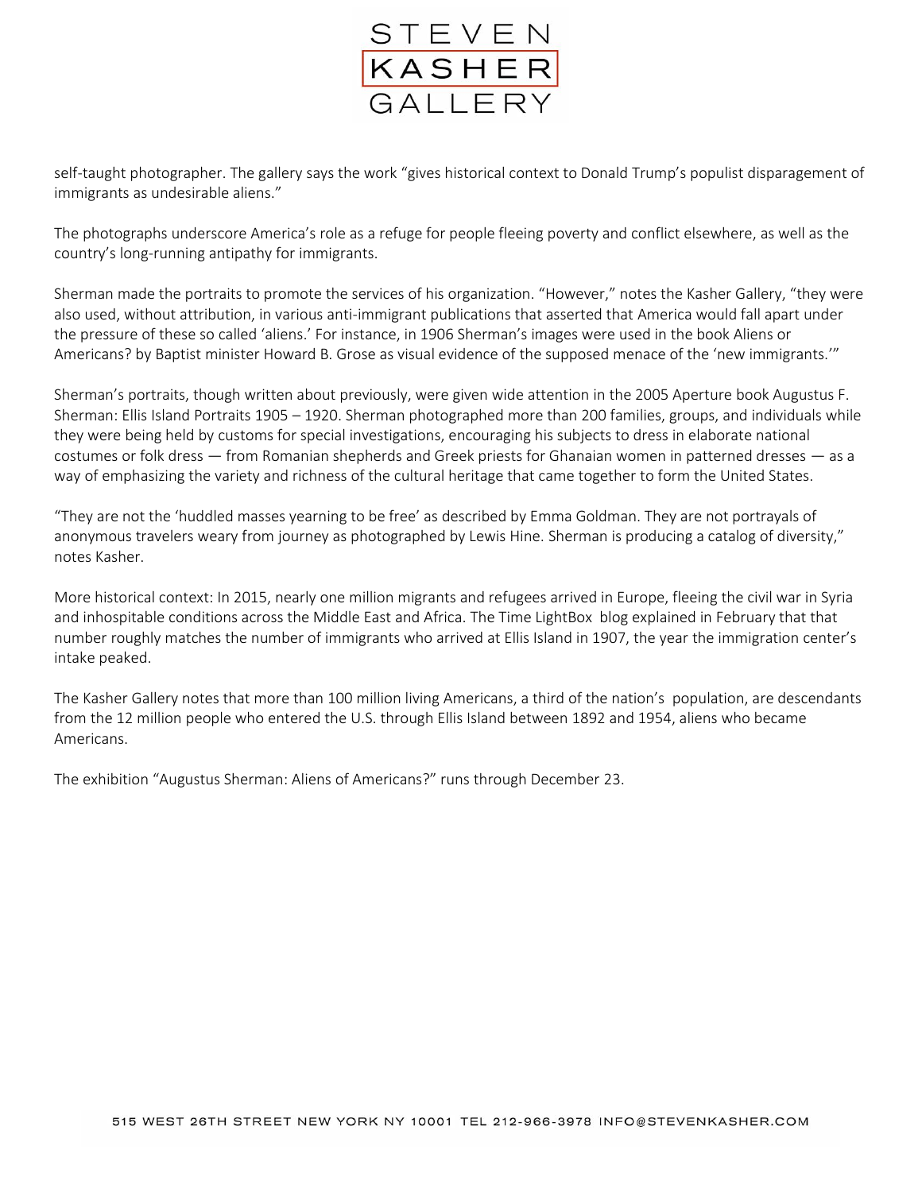self-taught photographer. The gallery says the work "gives historical context to Donald Trump's populist disparagement of immigrants as undesirable aliens."

The photographs underscore America's role as a refuge for people fleeing poverty and conflict elsewhere, as well as the country's long-running antipathy for immigrants.

Sherman made the portraits to promote the services of his organization. "However," notes the Kasher Gallery, "they were also used, without attribution, in various anti-immigrant publications that asserted that America would fall apart under the pressure of these so called 'aliens.' For instance, in 1906 Sherman's images were used in the book Aliens or Americans? by Baptist minister Howard B. Grose as visual evidence of the supposed menace of the 'new immigrants.'"

Sherman's portraits, though written about previously, were given wide attention in the 2005 Aperture book Augustus F. Sherman: Ellis Island Portraits 1905 – 1920. Sherman photographed more than 200 families, groups, and individuals while they were being held by customs for special investigations, encouraging his subjects to dress in elaborate national costumes or folk dress — from Romanian shepherds and Greek priests for Ghanaian women in patterned dresses — as a way of emphasizing the variety and richness of the cultural heritage that came together to form the United States.

"They are not the 'huddled masses yearning to be free' as described by Emma Goldman. They are not portrayals of anonymous travelers weary from journey as photographed by Lewis Hine. Sherman is producing a catalog of diversity," notes Kasher.

More historical context: In 2015, nearly one million migrants and refugees arrived in Europe, fleeing the civil war in Syria and inhospitable conditions across the Middle East and Africa. The Time LightBox blog explained in February that that number roughly matches the number of immigrants who arrived at Ellis Island in 1907, the year the immigration center's intake peaked.

The Kasher Gallery notes that more than 100 million living Americans, a third of the nation's population, are descendants from the 12 million people who entered the U.S. through Ellis Island between 1892 and 1954, aliens who became Americans.

The exhibition "Augustus Sherman: Aliens of Americans?" runs through December 23.